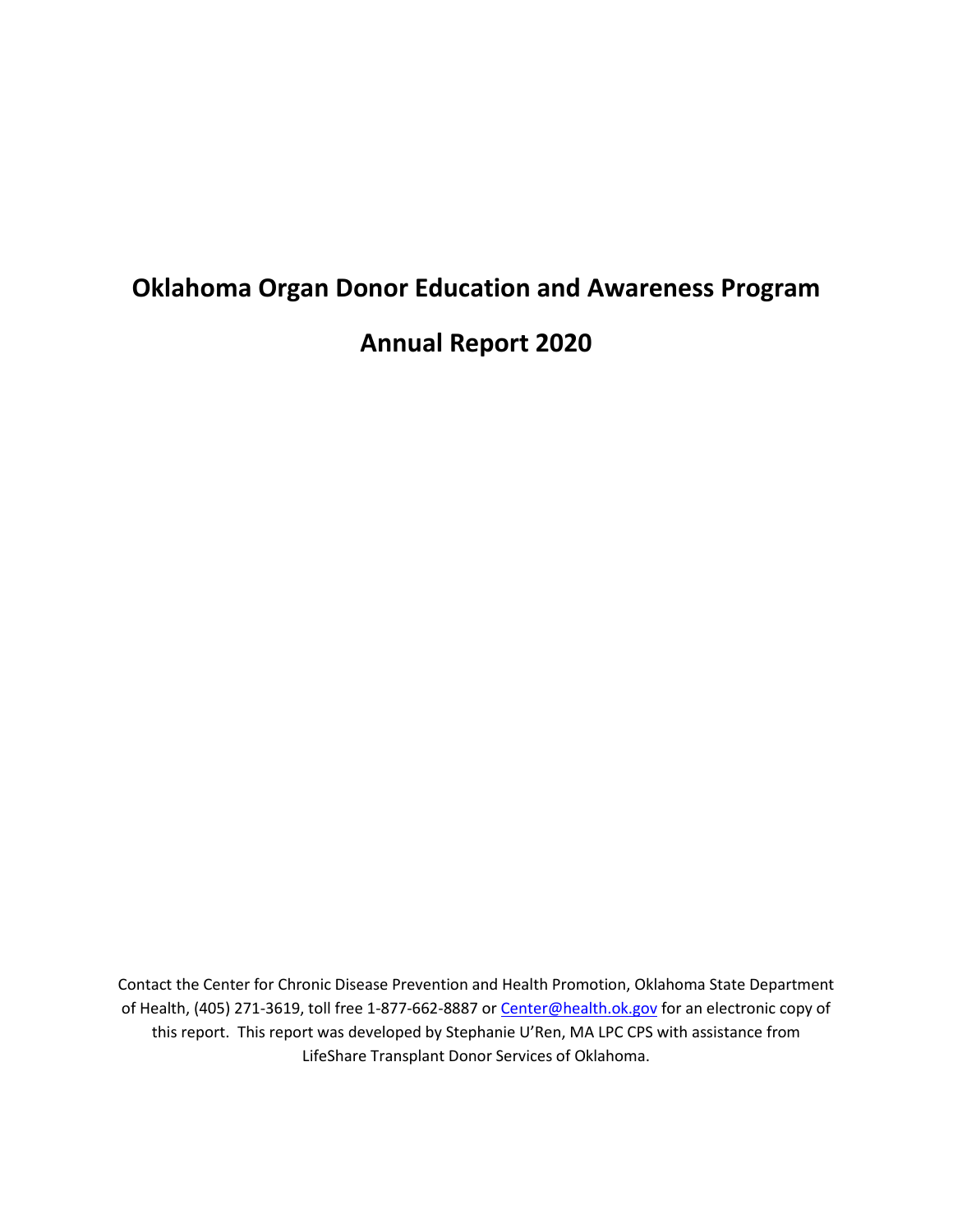# Oklahoma Organ Donor Education and Awareness Program

# Annual Report 2020

Contact the Center for Chronic Disease Prevention and Health Promotion, Oklahoma State Department of Health, (405) 271-3619, toll free 1-877-662-8887 or Center@health.ok.gov for an electronic copy of this report. This report was developed by Stephanie U'Ren, MA LPC CPS with assistance from LifeShare Transplant Donor Services of Oklahoma.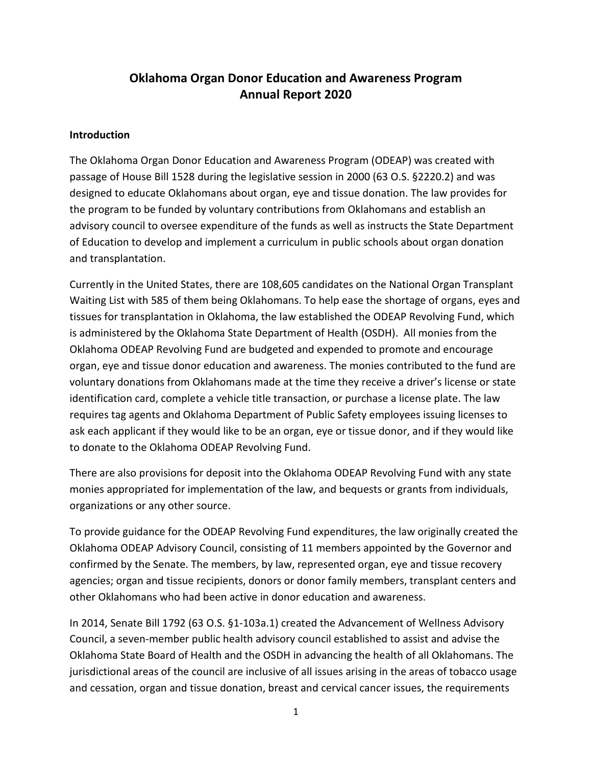# Oklahoma Organ Donor Education and Awareness Program
# Annual Report 2020

## Introduction

The Oklahoma Organ Donor Education and Awareness Program (ODEAP) was created with passage of House Bill 1528 during the legislative session in 2000 (63 O.S. §2220.2) and was designed to educate Oklahomans about organ, eye and tissue donation. The law provides for the program to be funded by voluntary contributions from Oklahomans and establish an advisory council to oversee expenditure of the funds as well as instructs the State Department of Education to develop and implement a curriculum in public schools about organ donation and transplantation.

Currently in the United States, there are 108,605 candidates on the National Organ Transplant Waiting List with 585 of them being Oklahomans. To help ease the shortage of organs, eyes and tissues for transplantation in Oklahoma, the law established the ODEAP Revolving Fund, which is administered by the Oklahoma State Department of Health (OSDH). All monies from the Oklahoma ODEAP Revolving Fund are budgeted and expended to promote and encourage organ, eye and tissue donor education and awareness. The monies contributed to the fund are voluntary donations from Oklahomans made at the time they receive a driver's license or state identification card, complete a vehicle title transaction, or purchase a license plate. The law requires tag agents and Oklahoma Department of Public Safety employees issuing licenses to ask each applicant if they would like to be an organ, eye or tissue donor, and if they would like to donate to the Oklahoma ODEAP Revolving Fund.

There are also provisions for deposit into the Oklahoma ODEAP Revolving Fund with any state monies appropriated for implementation of the law, and bequests or grants from individuals, organizations or any other source.

To provide guidance for the ODEAP Revolving Fund expenditures, the law originally created the Oklahoma ODEAP Advisory Council, consisting of 11 members appointed by the Governor and confirmed by the Senate. The members, by law, represented organ, eye and tissue recovery agencies; organ and tissue recipients, donors or donor family members, transplant centers and other Oklahomans who had been active in donor education and awareness.

In 2014, Senate Bill 1792 (63 O.S. §1-103a.1) created the Advancement of Wellness Advisory Council, a seven-member public health advisory council established to assist and advise the Oklahoma State Board of Health and the OSDH in advancing the health of all Oklahomans. The jurisdictional areas of the council are inclusive of all issues arising in the areas of tobacco usage and cessation, organ and tissue donation, breast and cervical cancer issues, the requirements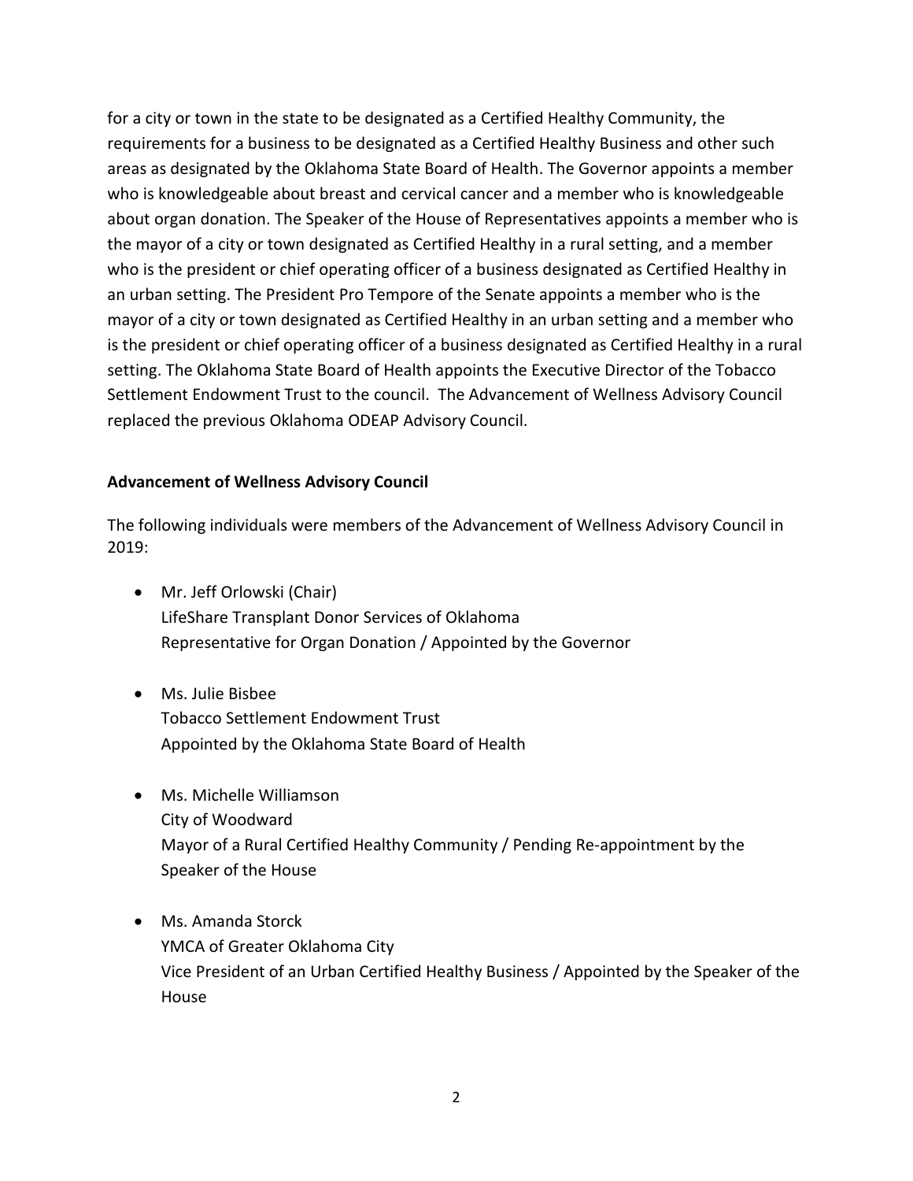for a city or town in the state to be designated as a Certified Healthy Community, the requirements for a business to be designated as a Certified Healthy Business and other such areas as designated by the Oklahoma State Board of Health. The Governor appoints a member who is knowledgeable about breast and cervical cancer and a member who is knowledgeable about organ donation. The Speaker of the House of Representatives appoints a member who is the mayor of a city or town designated as Certified Healthy in a rural setting, and a member who is the president or chief operating officer of a business designated as Certified Healthy in an urban setting. The President Pro Tempore of the Senate appoints a member who is the mayor of a city or town designated as Certified Healthy in an urban setting and a member who is the president or chief operating officer of a business designated as Certified Healthy in a rural setting. The Oklahoma State Board of Health appoints the Executive Director of the Tobacco Settlement Endowment Trust to the council. The Advancement of Wellness Advisory Council replaced the previous Oklahoma ODEAP Advisory Council.

**Advancement of Wellness Advisory Council**

The following individuals were members of the Advancement of Wellness Advisory Council in 2019:

- Mr. Jeff Orlowski (Chair)
  LifeShare Transplant Donor Services of Oklahoma
  Representative for Organ Donation / Appointed by the Governor

- Ms. Julie Bisbee
  Tobacco Settlement Endowment Trust
  Appointed by the Oklahoma State Board of Health

- Ms. Michelle Williamson
  City of Woodward
  Mayor of a Rural Certified Healthy Community / Pending Re-appointment by the Speaker of the House

- Ms. Amanda Storck
  YMCA of Greater Oklahoma City
  Vice President of an Urban Certified Healthy Business / Appointed by the Speaker of the House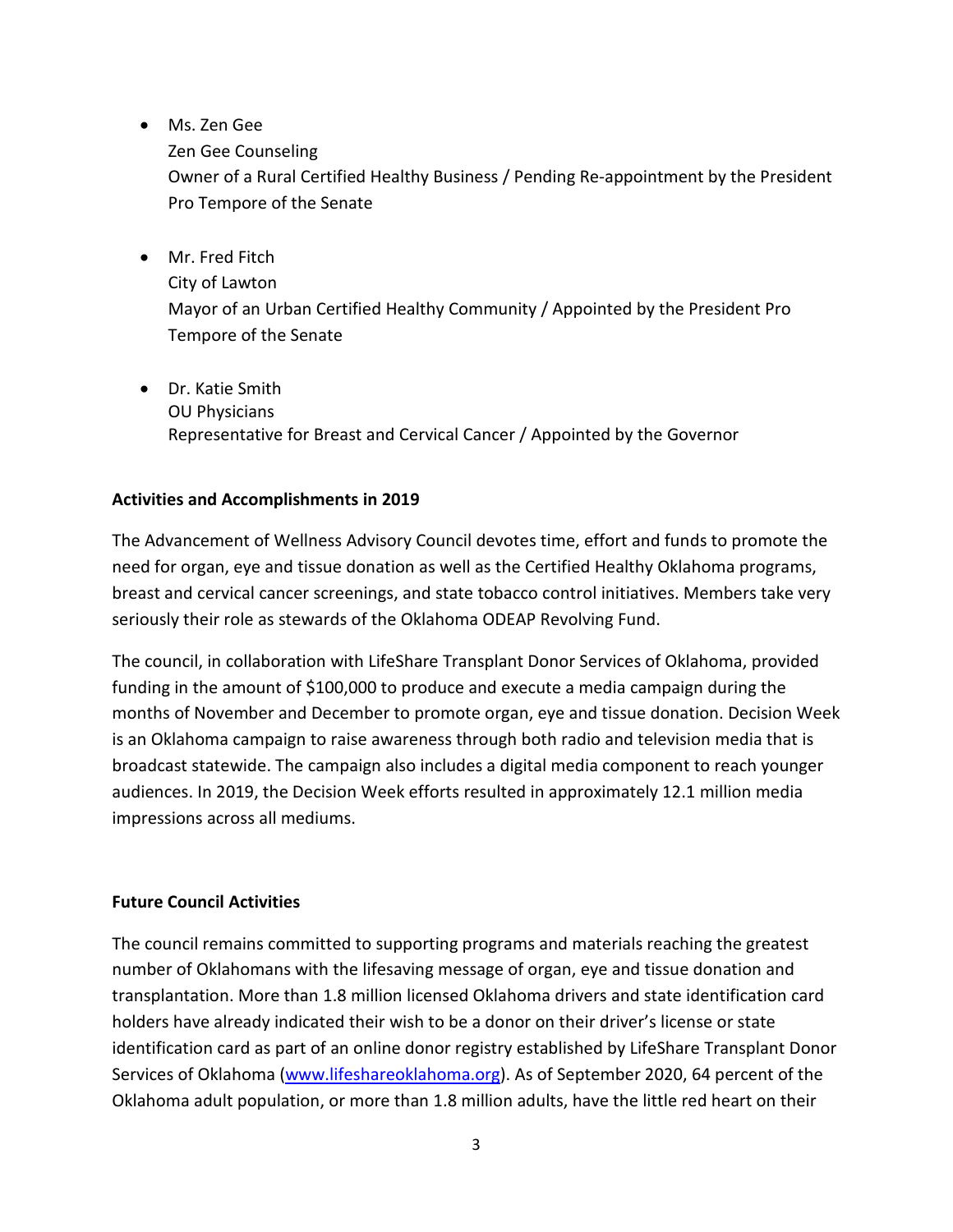- Ms. Zen Gee  
  Zen Gee Counseling  
  Owner of a Rural Certified Healthy Business / Pending Re-appointment by the President Pro Tempore of the Senate

- Mr. Fred Fitch  
  City of Lawton  
  Mayor of an Urban Certified Healthy Community / Appointed by the President Pro Tempore of the Senate

- Dr. Katie Smith  
  OU Physicians  
  Representative for Breast and Cervical Cancer / Appointed by the Governor

**Activities and Accomplishments in 2019**

The Advancement of Wellness Advisory Council devotes time, effort and funds to promote the need for organ, eye and tissue donation as well as the Certified Healthy Oklahoma programs, breast and cervical cancer screenings, and state tobacco control initiatives. Members take very seriously their role as stewards of the Oklahoma ODEAP Revolving Fund.

The council, in collaboration with LifeShare Transplant Donor Services of Oklahoma, provided funding in the amount of $100,000 to produce and execute a media campaign during the months of November and December to promote organ, eye and tissue donation. Decision Week is an Oklahoma campaign to raise awareness through both radio and television media that is broadcast statewide. The campaign also includes a digital media component to reach younger audiences. In 2019, the Decision Week efforts resulted in approximately 12.1 million media impressions across all mediums.

**Future Council Activities**

The council remains committed to supporting programs and materials reaching the greatest number of Oklahomans with the lifesaving message of organ, eye and tissue donation and transplantation. More than 1.8 million licensed Oklahoma drivers and state identification card holders have already indicated their wish to be a donor on their driver's license or state identification card as part of an online donor registry established by LifeShare Transplant Donor Services of Oklahoma ([www.lifeshareoklahoma.org](www.lifeshareoklahoma.org)). As of September 2020, 64 percent of the Oklahoma adult population, or more than 1.8 million adults, have the little red heart on their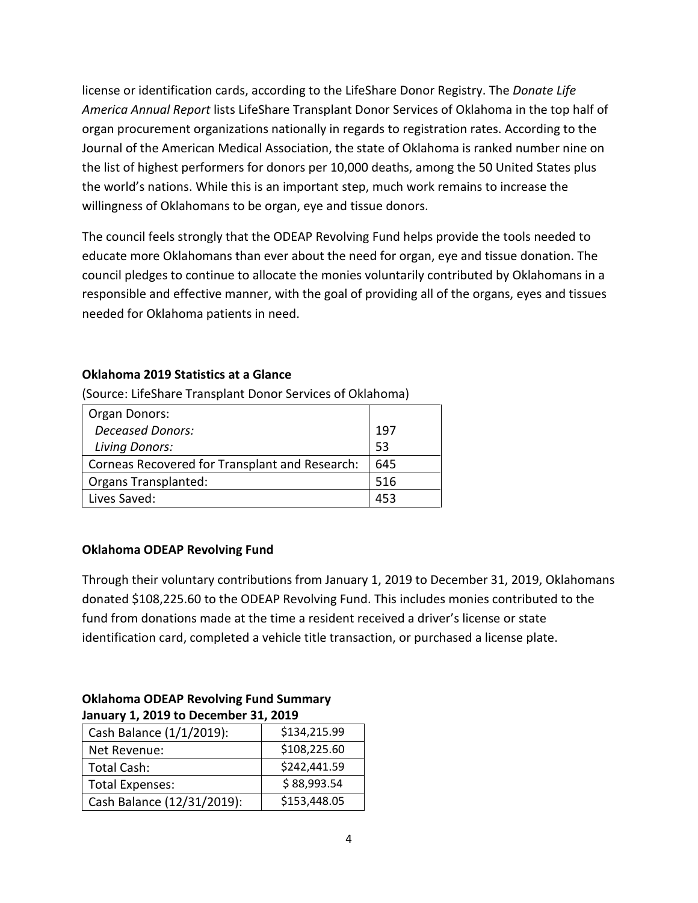license or identification cards, according to the LifeShare Donor Registry. The *Donate Life America Annual Report* lists LifeShare Transplant Donor Services of Oklahoma in the top half of organ procurement organizations nationally in regards to registration rates. According to the Journal of the American Medical Association, the state of Oklahoma is ranked number nine on the list of highest performers for donors per 10,000 deaths, among the 50 United States plus the world's nations. While this is an important step, much work remains to increase the willingness of Oklahomans to be organ, eye and tissue donors.

The council feels strongly that the ODEAP Revolving Fund helps provide the tools needed to educate more Oklahomans than ever about the need for organ, eye and tissue donation. The council pledges to continue to allocate the monies voluntarily contributed by Oklahomans in a responsible and effective manner, with the goal of providing all of the organs, eyes and tissues needed for Oklahoma patients in need.

**Oklahoma 2019 Statistics at a Glance**

(Source: LifeShare Transplant Donor Services of Oklahoma)

| Organ Donors: | |
|---|---|
| *Deceased Donors:* | 197 |
| *Living Donors:* | 53 |
| Corneas Recovered for Transplant and Research: | 645 |
| Organs Transplanted: | 516 |
| Lives Saved: | 453 |

**Oklahoma ODEAP Revolving Fund**

Through their voluntary contributions from January 1, 2019 to December 31, 2019, Oklahomans donated $108,225.60 to the ODEAP Revolving Fund. This includes monies contributed to the fund from donations made at the time a resident received a driver's license or state identification card, completed a vehicle title transaction, or purchased a license plate.

**Oklahoma ODEAP Revolving Fund Summary**
**January 1, 2019 to December 31, 2019**

| Cash Balance (1/1/2019): | $134,215.99 |
|---|---|
| Net Revenue: | $108,225.60 |
| Total Cash: | $242,441.59 |
| Total Expenses: | $ 88,993.54 |
| Cash Balance (12/31/2019): | $153,448.05 |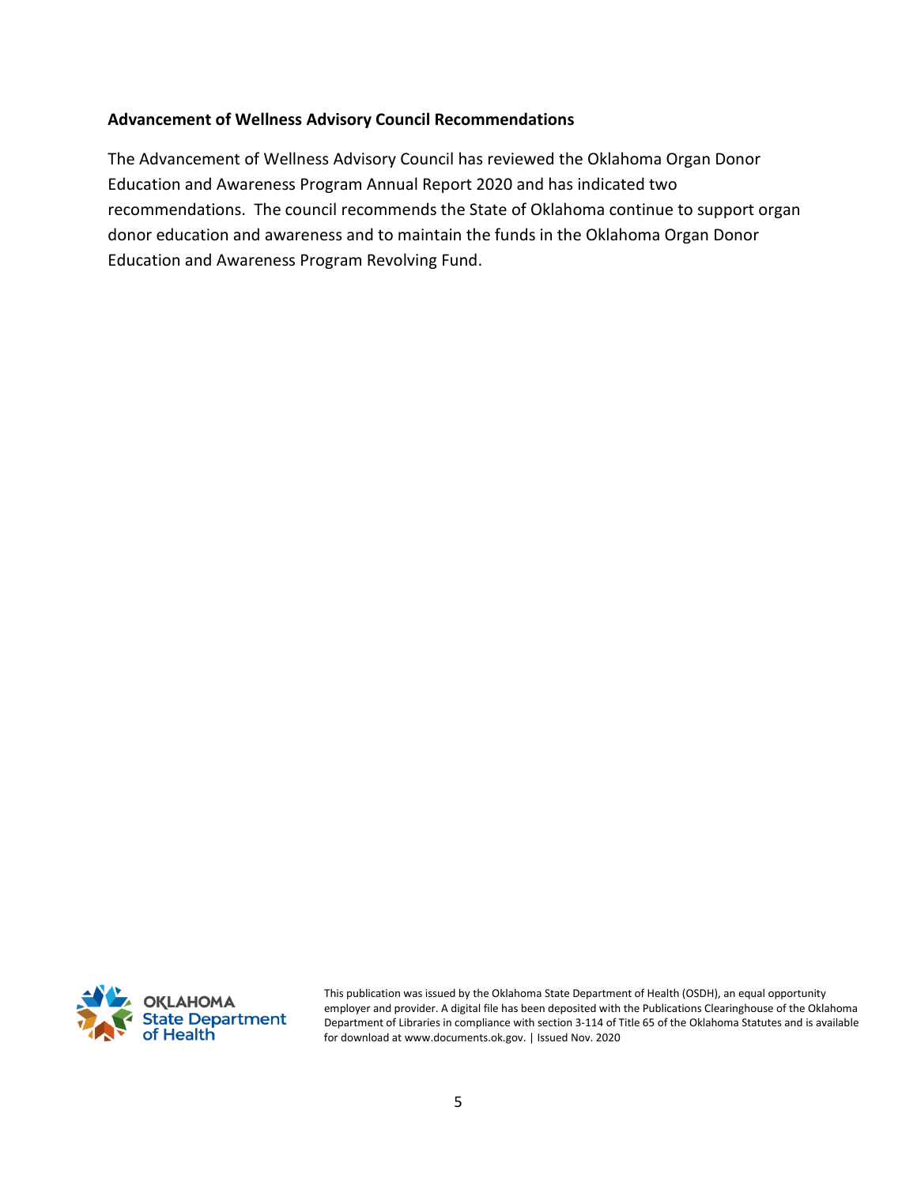**Advancement of Wellness Advisory Council Recommendations**

The Advancement of Wellness Advisory Council has reviewed the Oklahoma Organ Donor Education and Awareness Program Annual Report 2020 and has indicated two recommendations. The council recommends the State of Oklahoma continue to support organ donor education and awareness and to maintain the funds in the Oklahoma Organ Donor Education and Awareness Program Revolving Fund.

OKLAHOMA State Department of Health

This publication was issued by the Oklahoma State Department of Health (OSDH), an equal opportunity employer and provider. A digital file has been deposited with the Publications Clearinghouse of the Oklahoma Department of Libraries in compliance with section 3-114 of Title 65 of the Oklahoma Statutes and is available for download at www.documents.ok.gov. | Issued Nov. 2020